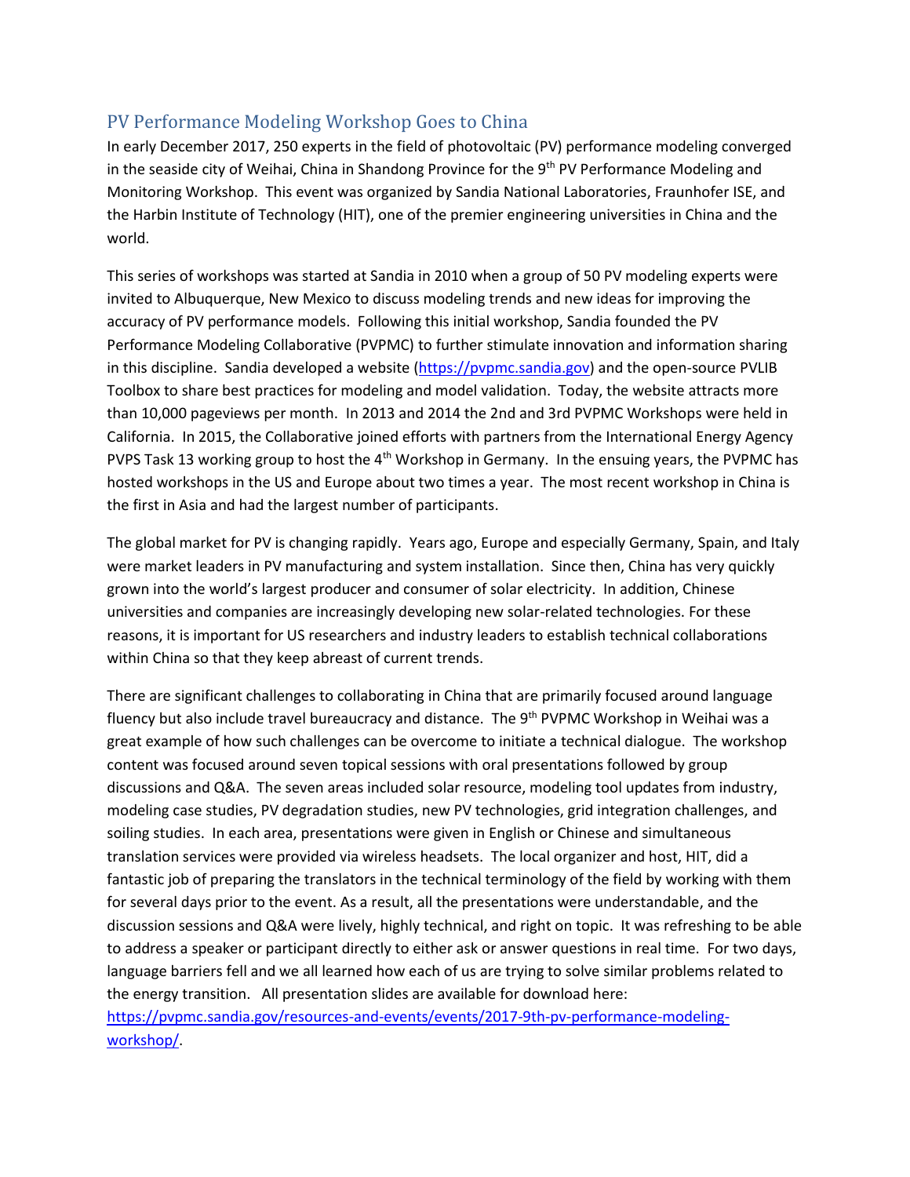## PV Performance Modeling Workshop Goes to China

In early December 2017, 250 experts in the field of photovoltaic (PV) performance modeling converged in the seaside city of Weihai, China in Shandong Province for the 9th PV Performance Modeling and Monitoring Workshop. This event was organized by Sandia National Laboratories, Fraunhofer ISE, and the Harbin Institute of Technology (HIT), one of the premier engineering universities in China and the world.

This series of workshops was started at Sandia in 2010 when a group of 50 PV modeling experts were invited to Albuquerque, New Mexico to discuss modeling trends and new ideas for improving the accuracy of PV performance models. Following this initial workshop, Sandia founded the PV Performance Modeling Collaborative (PVPMC) to further stimulate innovation and information sharing in this discipline. Sandia developed a website ([https://pvpmc.sandia.gov](https://pvpmc.sandia.gov)) and the open-source PVLIB Toolbox to share best practices for modeling and model validation. Today, the website attracts more than 10,000 pageviews per month. In 2013 and 2014 the 2nd and 3rd PVPMC Workshops were held in California. In 2015, the Collaborative joined efforts with partners from the International Energy Agency PVPS Task 13 working group to host the 4th Workshop in Germany. In the ensuing years, the PVPMC has hosted workshops in the US and Europe about two times a year. The most recent workshop in China is the first in Asia and had the largest number of participants.

The global market for PV is changing rapidly. Years ago, Europe and especially Germany, Spain, and Italy were market leaders in PV manufacturing and system installation. Since then, China has very quickly grown into the world's largest producer and consumer of solar electricity. In addition, Chinese universities and companies are increasingly developing new solar-related technologies. For these reasons, it is important for US researchers and industry leaders to establish technical collaborations within China so that they keep abreast of current trends.

There are significant challenges to collaborating in China that are primarily focused around language fluency but also include travel bureaucracy and distance. The 9th PVPMC Workshop in Weihai was a great example of how such challenges can be overcome to initiate a technical dialogue. The workshop content was focused around seven topical sessions with oral presentations followed by group discussions and Q&A. The seven areas included solar resource, modeling tool updates from industry, modeling case studies, PV degradation studies, new PV technologies, grid integration challenges, and soiling studies. In each area, presentations were given in English or Chinese and simultaneous translation services were provided via wireless headsets. The local organizer and host, HIT, did a fantastic job of preparing the translators in the technical terminology of the field by working with them for several days prior to the event. As a result, all the presentations were understandable, and the discussion sessions and Q&A were lively, highly technical, and right on topic. It was refreshing to be able to address a speaker or participant directly to either ask or answer questions in real time. For two days, language barriers fell and we all learned how each of us are trying to solve similar problems related to the energy transition. All presentation slides are available for download here: [https://pvpmc.sandia.gov/resources-and-events/events/2017-9th-pv-performance-modeling-workshop/](https://pvpmc.sandia.gov/resources-and-events/events/2017-9th-pv-performance-modeling-workshop/).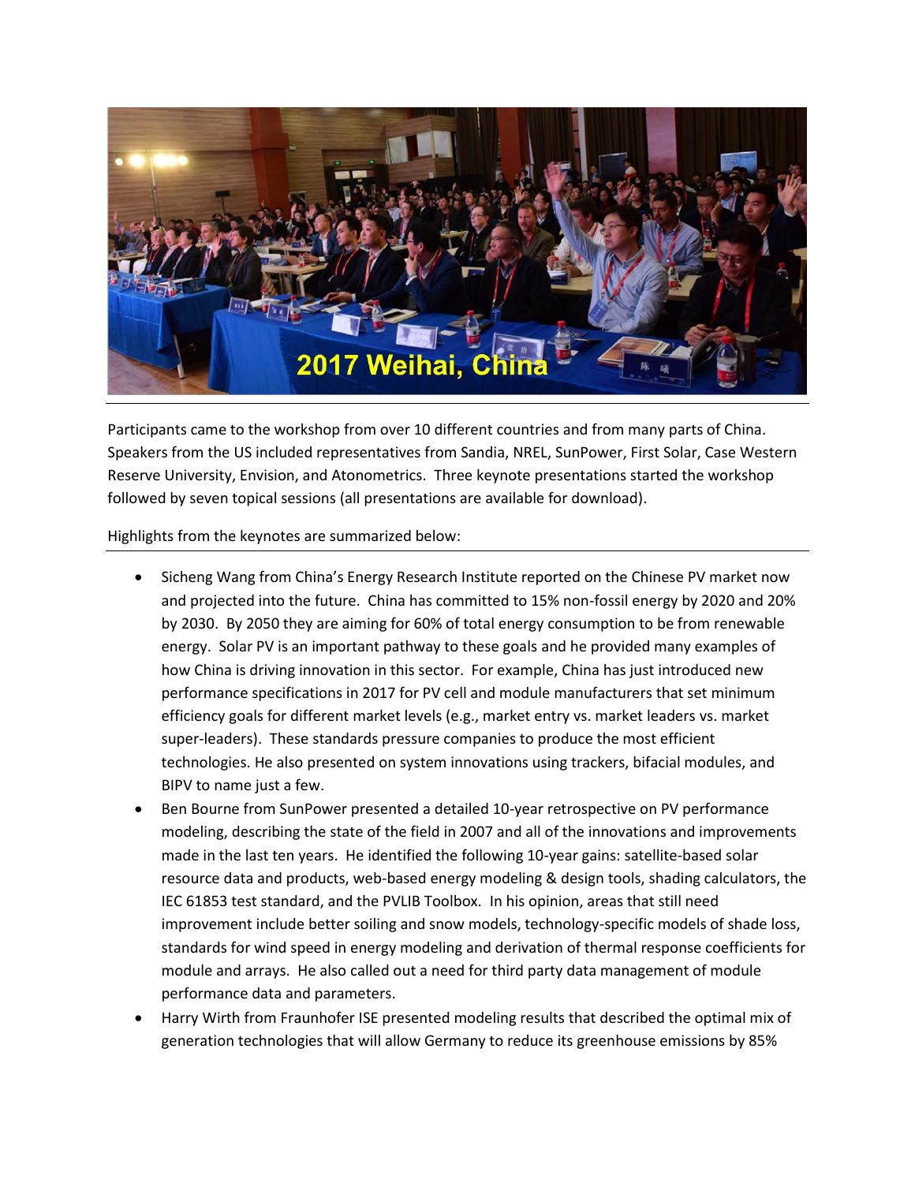Participants came to the workshop from over 10 different countries and from many parts of China. Speakers from the US included representatives from Sandia, NREL, SunPower, First Solar, Case Western Reserve University, Envision, and Atonometrics. Three keynote presentations started the workshop followed by seven topical sessions (all presentations are available for download).

Highlights from the keynotes are summarized below:

- Sicheng Wang from China's Energy Research Institute reported on the Chinese PV market now and projected into the future. China has committed to 15% non-fossil energy by 2020 and 20% by 2030. By 2050 they are aiming for 60% of total energy consumption to be from renewable energy. Solar PV is an important pathway to these goals and he provided many examples of how China is driving innovation in this sector. For example, China has just introduced new performance specifications in 2017 for PV cell and module manufacturers that set minimum efficiency goals for different market levels (e.g., market entry vs. market leaders vs. market super-leaders). These standards pressure companies to produce the most efficient technologies. He also presented on system innovations using trackers, bifacial modules, and BIPV to name just a few.
- Ben Bourne from SunPower presented a detailed 10-year retrospective on PV performance modeling, describing the state of the field in 2007 and all of the innovations and improvements made in the last ten years. He identified the following 10-year gains: satellite-based solar resource data and products, web-based energy modeling & design tools, shading calculators, the IEC 61853 test standard, and the PVLIB Toolbox. In his opinion, areas that still need improvement include better soiling and snow models, technology-specific models of shade loss, standards for wind speed in energy modeling and derivation of thermal response coefficients for module and arrays. He also called out a need for third party data management of module performance data and parameters.
- Harry Wirth from Fraunhofer ISE presented modeling results that described the optimal mix of generation technologies that will allow Germany to reduce its greenhouse emissions by 85%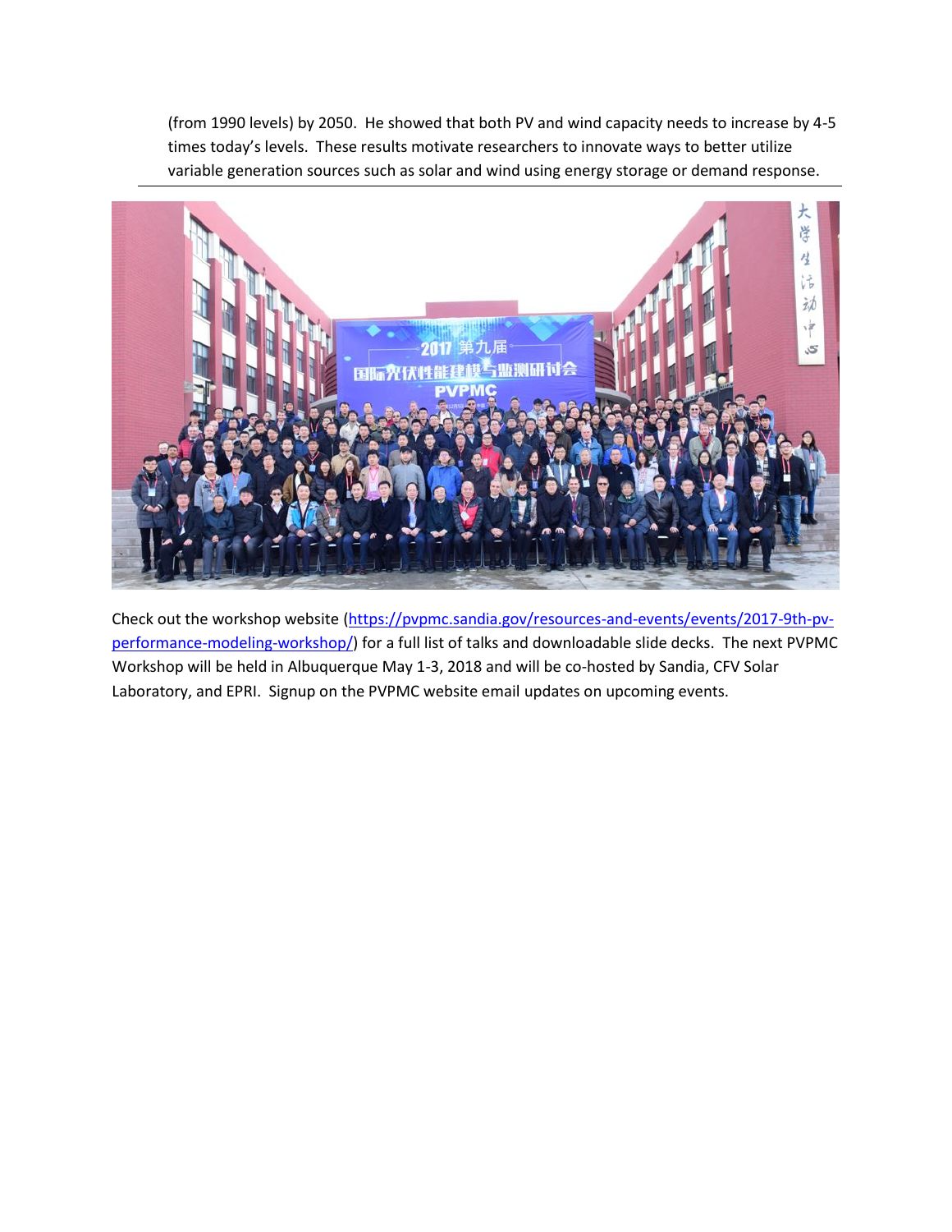(from 1990 levels) by 2050. He showed that both PV and wind capacity needs to increase by 4-5 times today's levels. These results motivate researchers to innovate ways to better utilize variable generation sources such as solar and wind using energy storage or demand response.

---

Check out the workshop website (https://pvpmc.sandia.gov/resources-and-events/events/2017-9th-pv-performance-modeling-workshop/) for a full list of talks and downloadable slide decks. The next PVPMC Workshop will be held in Albuquerque May 1-3, 2018 and will be co-hosted by Sandia, CFV Solar Laboratory, and EPRI. Signup on the PVPMC website email updates on upcoming events.